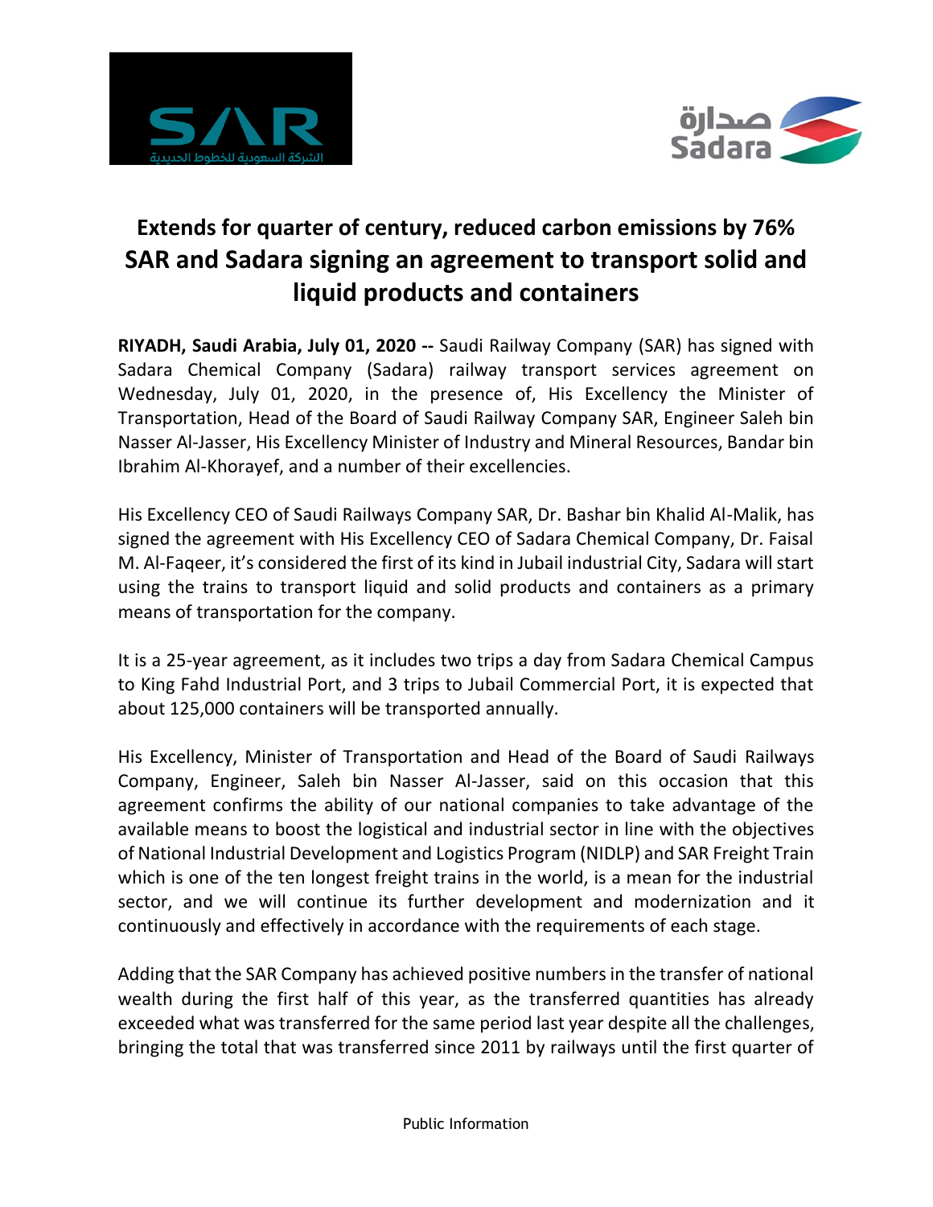## Extends for quarter of century, reduced carbon emissions by 76%

# SAR and Sadara signing an agreement to transport solid and liquid products and containers

**RIYADH, Saudi Arabia, July 01, 2020 --** Saudi Railway Company (SAR) has signed with Sadara Chemical Company (Sadara) railway transport services agreement on Wednesday, July 01, 2020, in the presence of, His Excellency the Minister of Transportation, Head of the Board of Saudi Railway Company SAR, Engineer Saleh bin Nasser Al-Jasser, His Excellency Minister of Industry and Mineral Resources, Bandar bin Ibrahim Al-Khorayef, and a number of their excellencies.

His Excellency CEO of Saudi Railways Company SAR, Dr. Bashar bin Khalid Al-Malik, has signed the agreement with His Excellency CEO of Sadara Chemical Company, Dr. Faisal M. Al-Faqeer, it's considered the first of its kind in Jubail industrial City, Sadara will start using the trains to transport liquid and solid products and containers as a primary means of transportation for the company.

It is a 25-year agreement, as it includes two trips a day from Sadara Chemical Campus to King Fahd Industrial Port, and 3 trips to Jubail Commercial Port, it is expected that about 125,000 containers will be transported annually.

His Excellency, Minister of Transportation and Head of the Board of Saudi Railways Company, Engineer, Saleh bin Nasser Al-Jasser, said on this occasion that this agreement confirms the ability of our national companies to take advantage of the available means to boost the logistical and industrial sector in line with the objectives of National Industrial Development and Logistics Program (NIDLP) and SAR Freight Train which is one of the ten longest freight trains in the world, is a mean for the industrial sector, and we will continue its further development and modernization and it continuously and effectively in accordance with the requirements of each stage.

Adding that the SAR Company has achieved positive numbers in the transfer of national wealth during the first half of this year, as the transferred quantities has already exceeded what was transferred for the same period last year despite all the challenges, bringing the total that was transferred since 2011 by railways until the first quarter of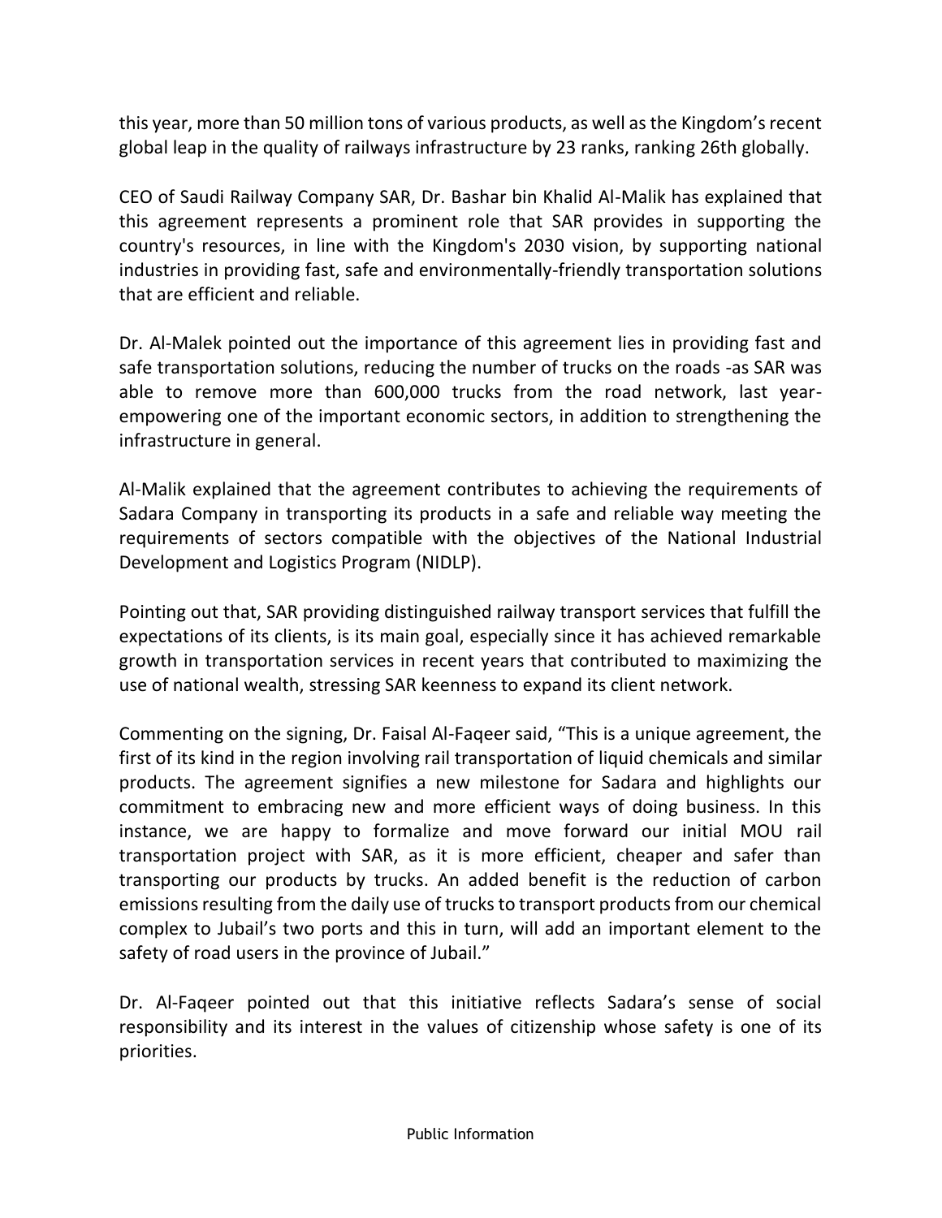this year, more than 50 million tons of various products, as well as the Kingdom's recent global leap in the quality of railways infrastructure by 23 ranks, ranking 26th globally.

CEO of Saudi Railway Company SAR, Dr. Bashar bin Khalid Al-Malik has explained that this agreement represents a prominent role that SAR provides in supporting the country's resources, in line with the Kingdom's 2030 vision, by supporting national industries in providing fast, safe and environmentally-friendly transportation solutions that are efficient and reliable.

Dr. Al-Malek pointed out the importance of this agreement lies in providing fast and safe transportation solutions, reducing the number of trucks on the roads -as SAR was able to remove more than 600,000 trucks from the road network, last year- empowering one of the important economic sectors, in addition to strengthening the infrastructure in general.

Al-Malik explained that the agreement contributes to achieving the requirements of Sadara Company in transporting its products in a safe and reliable way meeting the requirements of sectors compatible with the objectives of the National Industrial Development and Logistics Program (NIDLP).

Pointing out that, SAR providing distinguished railway transport services that fulfill the expectations of its clients, is its main goal, especially since it has achieved remarkable growth in transportation services in recent years that contributed to maximizing the use of national wealth, stressing SAR keenness to expand its client network.

Commenting on the signing, Dr. Faisal Al-Faqeer said, "This is a unique agreement, the first of its kind in the region involving rail transportation of liquid chemicals and similar products. The agreement signifies a new milestone for Sadara and highlights our commitment to embracing new and more efficient ways of doing business. In this instance, we are happy to formalize and move forward our initial MOU rail transportation project with SAR, as it is more efficient, cheaper and safer than transporting our products by trucks. An added benefit is the reduction of carbon emissions resulting from the daily use of trucks to transport products from our chemical complex to Jubail's two ports and this in turn, will add an important element to the safety of road users in the province of Jubail."

Dr. Al-Faqeer pointed out that this initiative reflects Sadara's sense of social responsibility and its interest in the values of citizenship whose safety is one of its priorities.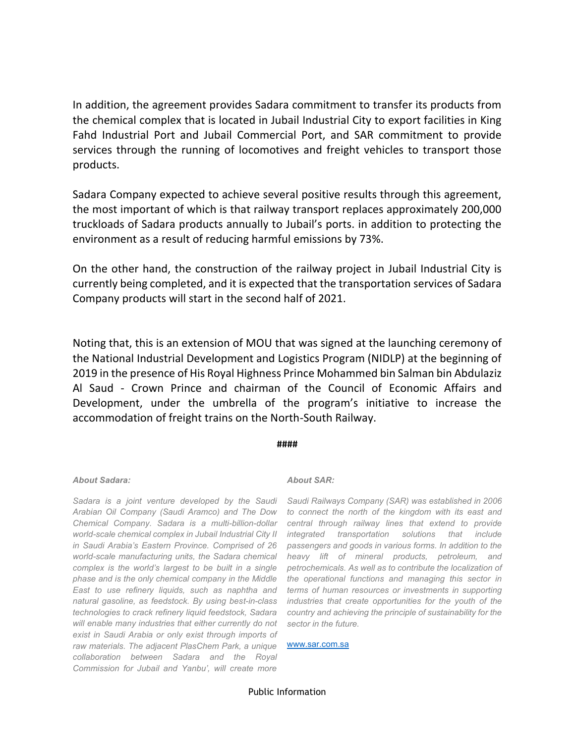In addition, the agreement provides Sadara commitment to transfer its products from the chemical complex that is located in Jubail Industrial City to export facilities in King Fahd Industrial Port and Jubail Commercial Port, and SAR commitment to provide services through the running of locomotives and freight vehicles to transport those products.

Sadara Company expected to achieve several positive results through this agreement, the most important of which is that railway transport replaces approximately 200,000 truckloads of Sadara products annually to Jubail's ports. in addition to protecting the environment as a result of reducing harmful emissions by 73%.

On the other hand, the construction of the railway project in Jubail Industrial City is currently being completed, and it is expected that the transportation services of Sadara Company products will start in the second half of 2021.

Noting that, this is an extension of MOU that was signed at the launching ceremony of the National Industrial Development and Logistics Program (NIDLP) at the beginning of 2019 in the presence of His Royal Highness Prince Mohammed bin Salman bin Abdulaziz Al Saud - Crown Prince and chairman of the Council of Economic Affairs and Development, under the umbrella of the program's initiative to increase the accommodation of freight trains on the North-South Railway.

**####**

***About Sadara:***

*Sadara is a joint venture developed by the Saudi Arabian Oil Company (Saudi Aramco) and The Dow Chemical Company. Sadara is a multi-billion-dollar world-scale chemical complex in Jubail Industrial City II in Saudi Arabia's Eastern Province. Comprised of 26 world-scale manufacturing units, the Sadara chemical complex is the world's largest to be built in a single phase and is the only chemical company in the Middle East to use refinery liquids, such as naphtha and natural gasoline, as feedstock. By using best-in-class technologies to crack refinery liquid feedstock, Sadara will enable many industries that either currently do not exist in Saudi Arabia or only exist through imports of raw materials. The adjacent PlasChem Park, a unique collaboration between Sadara and the Royal Commission for Jubail and Yanbu', will create more*

***About SAR:***

*Saudi Railways Company (SAR) was established in 2006 to connect the north of the kingdom with its east and central through railway lines that extend to provide integrated transportation solutions that include passengers and goods in various forms. In addition to the heavy lift of mineral products, petroleum, and petrochemicals. As well as to contribute the localization of the operational functions and managing this sector in terms of human resources or investments in supporting industries that create opportunities for the youth of the country and achieving the principle of sustainability for the sector in the future.*

www.sar.com.sa

Public Information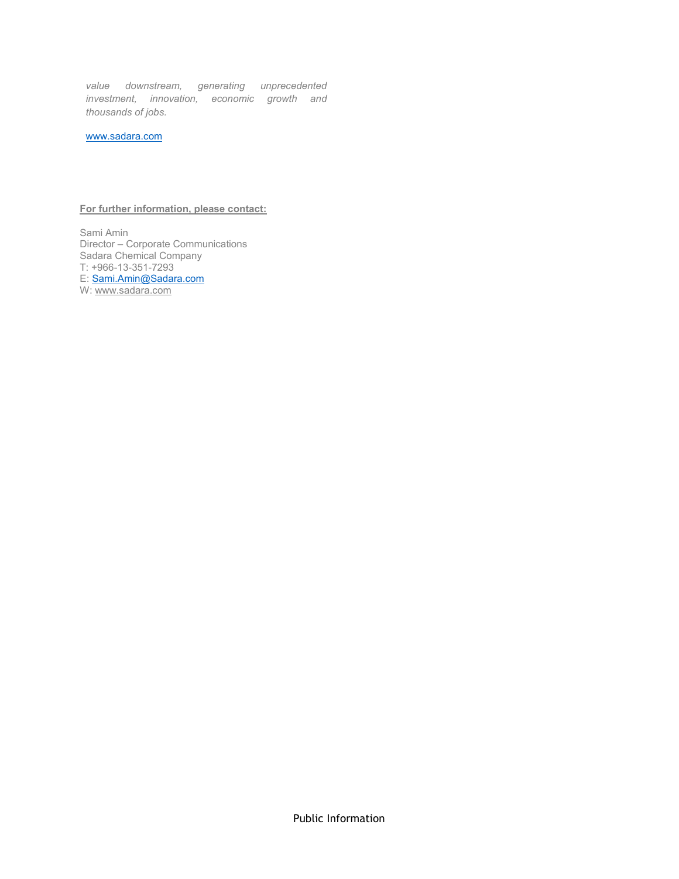*value downstream, generating unprecedented investment, innovation, economic growth and thousands of jobs.*

www.sadara.com

**For further information, please contact:**

Sami Amin
Director – Corporate Communications
Sadara Chemical Company
T: +966-13-351-7293
E: Sami.Amin@Sadara.com
W: www.sadara.com

Public Information